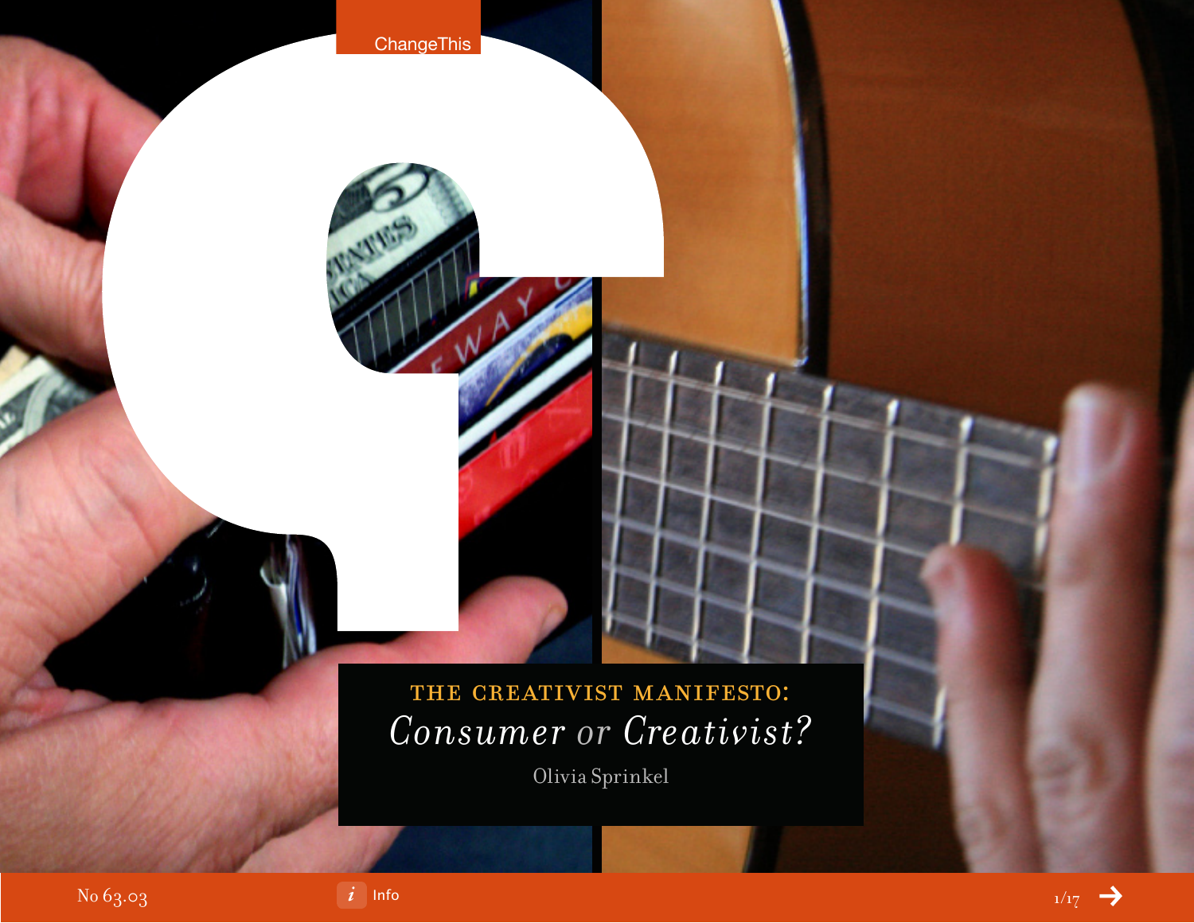ChangeThis

# THE CREATIVIST MANIFESTO:

## *Consumer or Creativist?*

Olivia Sprinkel

No 63.03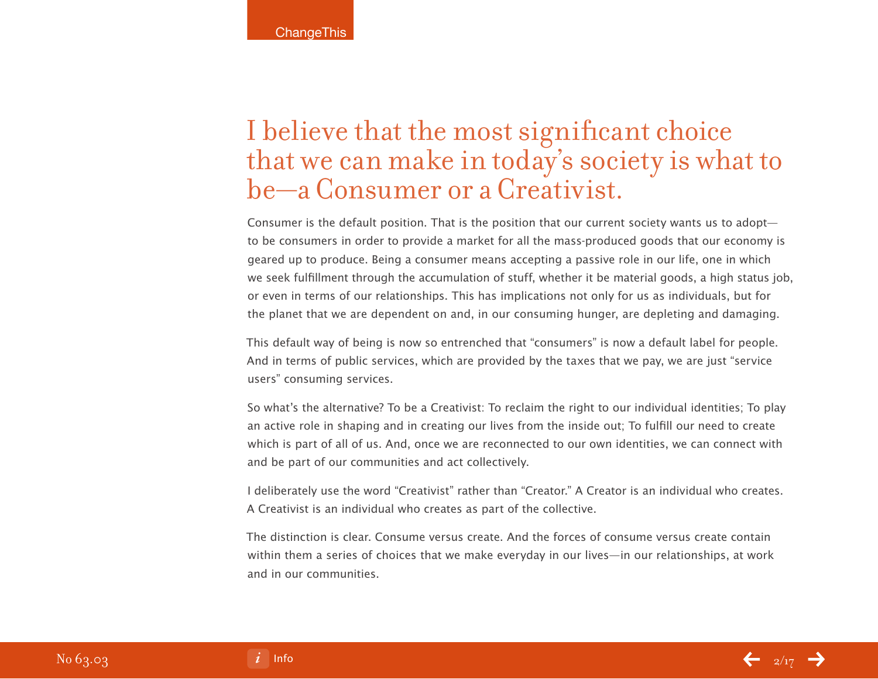# I believe that the most significant choice that we can make in today's society is what to be—a Consumer or a Creativist.

Consumer is the default position. That is the position that our current society wants us to adopt—to be consumers in order to provide a market for all the mass-produced goods that our economy is geared up to produce. Being a consumer means accepting a passive role in our life, one in which we seek fulfillment through the accumulation of stuff, whether it be material goods, a high status job, or even in terms of our relationships. This has implications not only for us as individuals, but for the planet that we are dependent on and, in our consuming hunger, are depleting and damaging.

This default way of being is now so entrenched that "consumers" is now a default label for people. And in terms of public services, which are provided by the taxes that we pay, we are just "service users" consuming services.

So what's the alternative? To be a Creativist: To reclaim the right to our individual identities; To play an active role in shaping and in creating our lives from the inside out; To fulfill our need to create which is part of all of us. And, once we are reconnected to our own identities, we can connect with and be part of our communities and act collectively.

I deliberately use the word "Creativist" rather than "Creator." A Creator is an individual who creates. A Creativist is an individual who creates as part of the collective.

The distinction is clear. Consume versus create. And the forces of consume versus create contain within them a series of choices that we make everyday in our lives—in our relationships, at work and in our communities.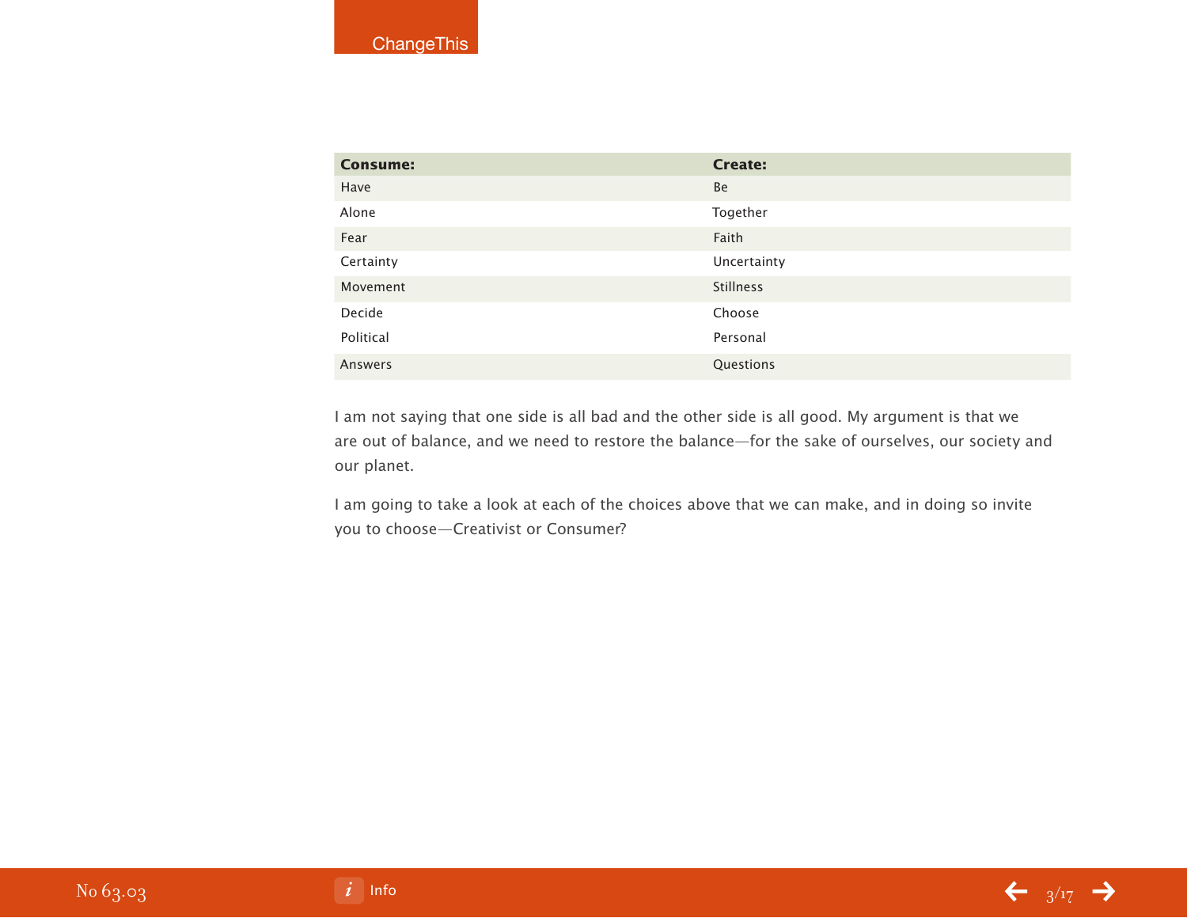| Consume: | Create: |
|---|---|
| Have | Be |
| Alone | Together |
| Fear | Faith |
| Certainty | Uncertainty |
| Movement | Stillness |
| Decide | Choose |
| Political | Personal |
| Answers | Questions |

I am not saying that one side is all bad and the other side is all good. My argument is that we are out of balance, and we need to restore the balance—for the sake of ourselves, our society and our planet.

I am going to take a look at each of the choices above that we can make, and in doing so invite you to choose—Creativist or Consumer?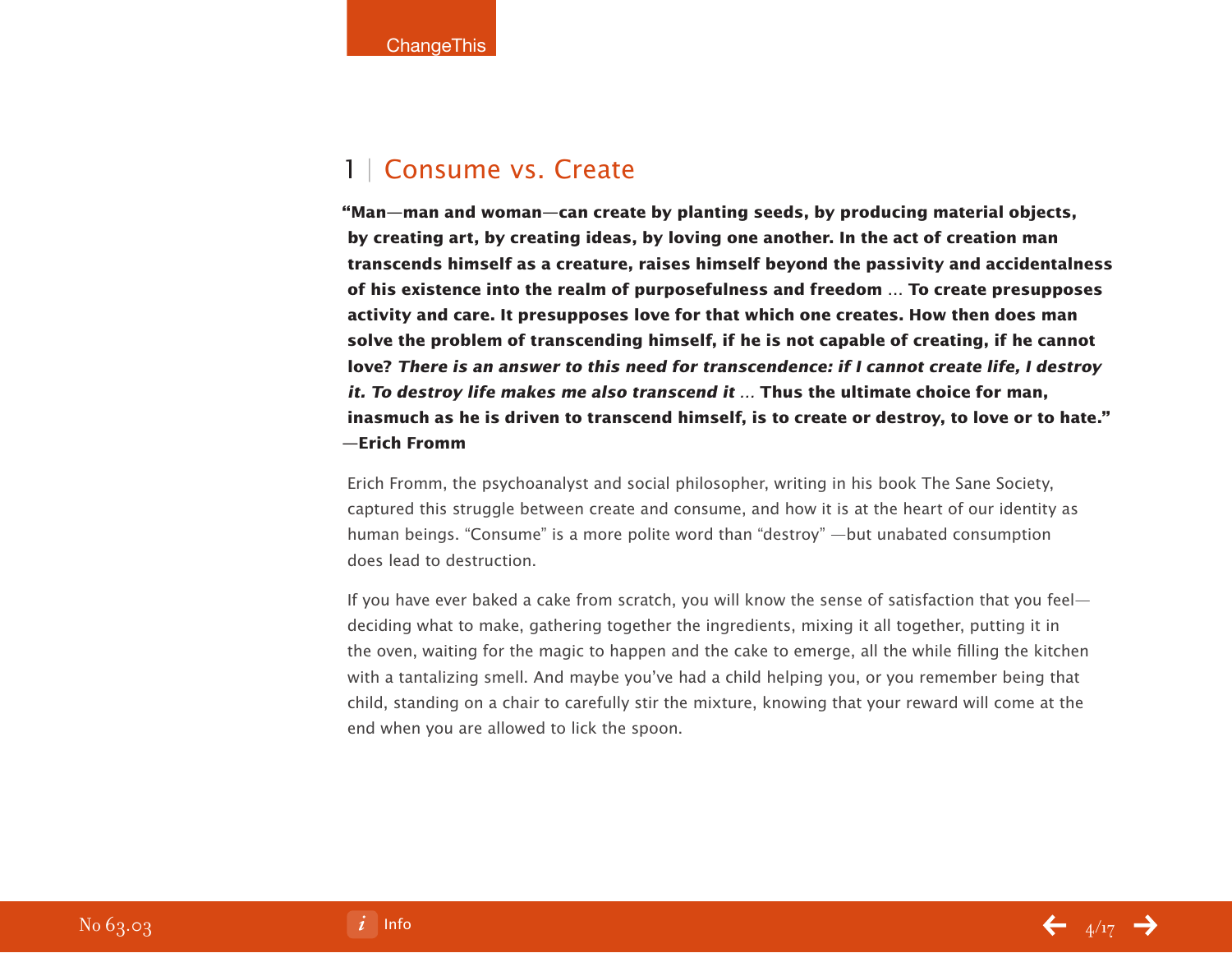## 1 | Consume vs. Create

**"Man—man and woman—can create by planting seeds, by producing material objects, by creating art, by creating ideas, by loving one another. In the act of creation man transcends himself as a creature, raises himself beyond the passivity and accidentalness of his existence into the realm of purposefulness and freedom … To create presupposes activity and care. It presupposes love for that which one creates. How then does man solve the problem of transcending himself, if he is not capable of creating, if he cannot love?** ***There is an answer to this need for transcendence: if I cannot create life, I destroy it. To destroy life makes me also transcend it*** **… Thus the ultimate choice for man, inasmuch as he is driven to transcend himself, is to create or destroy, to love or to hate."**
**—Erich Fromm**

Erich Fromm, the psychoanalyst and social philosopher, writing in his book The Sane Society, captured this struggle between create and consume, and how it is at the heart of our identity as human beings. "Consume" is a more polite word than "destroy" —but unabated consumption does lead to destruction.

If you have ever baked a cake from scratch, you will know the sense of satisfaction that you feel—deciding what to make, gathering together the ingredients, mixing it all together, putting it in the oven, waiting for the magic to happen and the cake to emerge, all the while filling the kitchen with a tantalizing smell. And maybe you've had a child helping you, or you remember being that child, standing on a chair to carefully stir the mixture, knowing that your reward will come at the end when you are allowed to lick the spoon.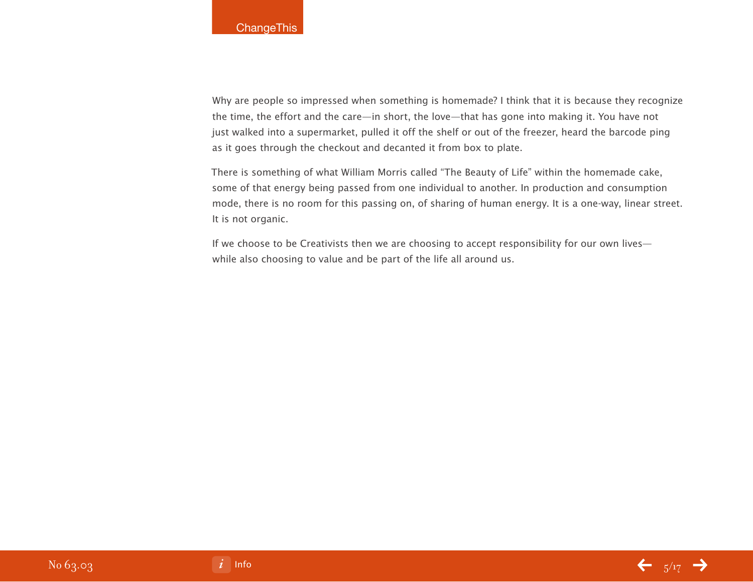Why are people so impressed when something is homemade? I think that it is because they recognize the time, the effort and the care—in short, the love—that has gone into making it. You have not just walked into a supermarket, pulled it off the shelf or out of the freezer, heard the barcode ping as it goes through the checkout and decanted it from box to plate.

There is something of what William Morris called "The Beauty of Life" within the homemade cake, some of that energy being passed from one individual to another. In production and consumption mode, there is no room for this passing on, of sharing of human energy. It is a one-way, linear street. It is not organic.

If we choose to be Creativists then we are choosing to accept responsibility for our own lives—while also choosing to value and be part of the life all around us.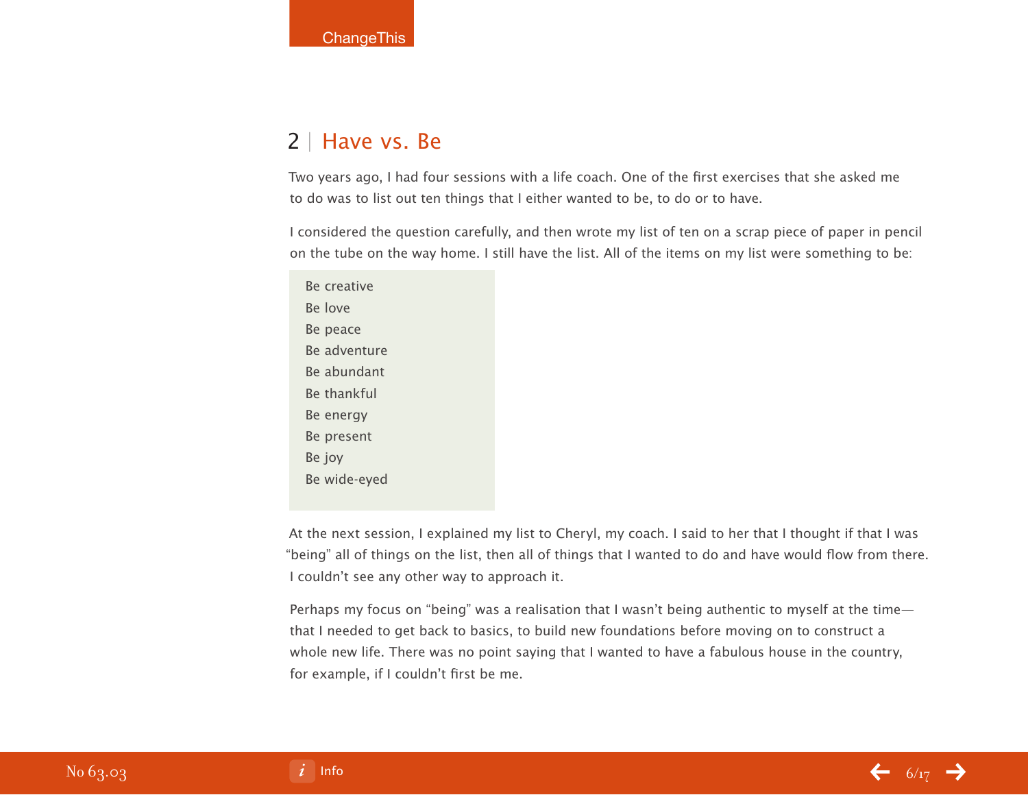## 2 | Have vs. Be

Two years ago, I had four sessions with a life coach. One of the first exercises that she asked me to do was to list out ten things that I either wanted to be, to do or to have.

I considered the question carefully, and then wrote my list of ten on a scrap piece of paper in pencil on the tube on the way home. I still have the list. All of the items on my list were something to be:

Be creative
Be love
Be peace
Be adventure
Be abundant
Be thankful
Be energy
Be present
Be joy
Be wide-eyed

At the next session, I explained my list to Cheryl, my coach. I said to her that I thought if that I was "being" all of things on the list, then all of things that I wanted to do and have would flow from there. I couldn't see any other way to approach it.

Perhaps my focus on "being" was a realisation that I wasn't being authentic to myself at the time—that I needed to get back to basics, to build new foundations before moving on to construct a whole new life. There was no point saying that I wanted to have a fabulous house in the country, for example, if I couldn't first be me.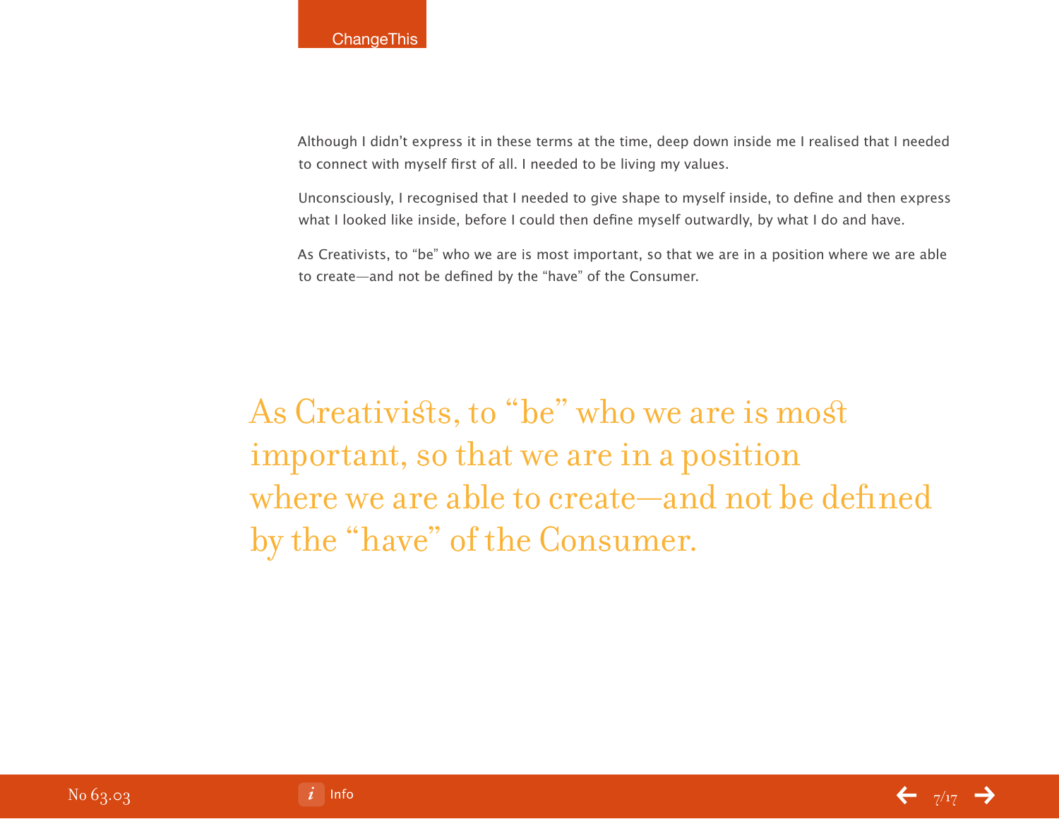Although I didn't express it in these terms at the time, deep down inside me I realised that I needed to connect with myself first of all. I needed to be living my values.

Unconsciously, I recognised that I needed to give shape to myself inside, to define and then express what I looked like inside, before I could then define myself outwardly, by what I do and have.

As Creativists, to "be" who we are is most important, so that we are in a position where we are able to create—and not be defined by the "have" of the Consumer.

> As Creativists, to "be" who we are is most important, so that we are in a position where we are able to create—and not be defined by the "have" of the Consumer.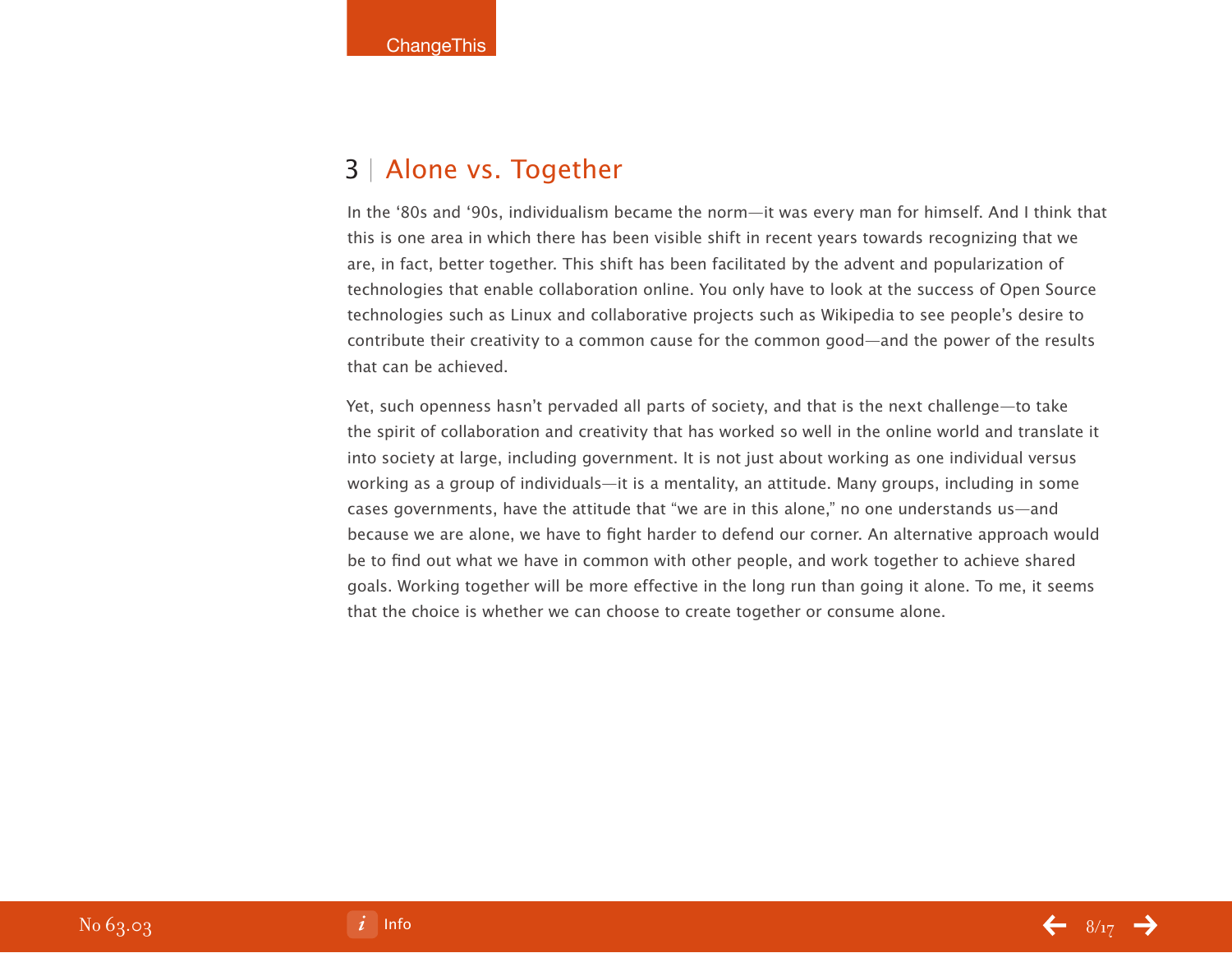## 3 | Alone vs. Together

In the '80s and '90s, individualism became the norm—it was every man for himself. And I think that this is one area in which there has been visible shift in recent years towards recognizing that we are, in fact, better together. This shift has been facilitated by the advent and popularization of technologies that enable collaboration online. You only have to look at the success of Open Source technologies such as Linux and collaborative projects such as Wikipedia to see people's desire to contribute their creativity to a common cause for the common good—and the power of the results that can be achieved.

Yet, such openness hasn't pervaded all parts of society, and that is the next challenge—to take the spirit of collaboration and creativity that has worked so well in the online world and translate it into society at large, including government. It is not just about working as one individual versus working as a group of individuals—it is a mentality, an attitude. Many groups, including in some cases governments, have the attitude that "we are in this alone," no one understands us—and because we are alone, we have to fight harder to defend our corner. An alternative approach would be to find out what we have in common with other people, and work together to achieve shared goals. Working together will be more effective in the long run than going it alone. To me, it seems that the choice is whether we can choose to create together or consume alone.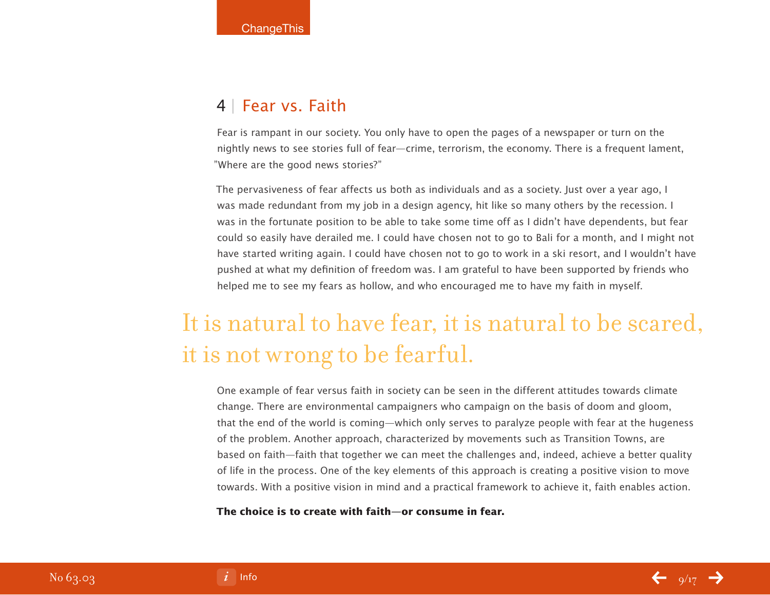## 4 | Fear vs. Faith

Fear is rampant in our society. You only have to open the pages of a newspaper or turn on the nightly news to see stories full of fear—crime, terrorism, the economy. There is a frequent lament, "Where are the good news stories?"

The pervasiveness of fear affects us both as individuals and as a society. Just over a year ago, I was made redundant from my job in a design agency, hit like so many others by the recession. I was in the fortunate position to be able to take some time off as I didn't have dependents, but fear could so easily have derailed me. I could have chosen not to go to Bali for a month, and I might not have started writing again. I could have chosen not to go to work in a ski resort, and I wouldn't have pushed at what my definition of freedom was. I am grateful to have been supported by friends who helped me to see my fears as hollow, and who encouraged me to have my faith in myself.

> It is natural to have fear, it is natural to be scared, it is not wrong to be fearful.

One example of fear versus faith in society can be seen in the different attitudes towards climate change. There are environmental campaigners who campaign on the basis of doom and gloom, that the end of the world is coming—which only serves to paralyze people with fear at the hugeness of the problem. Another approach, characterized by movements such as Transition Towns, are based on faith—faith that together we can meet the challenges and, indeed, achieve a better quality of life in the process. One of the key elements of this approach is creating a positive vision to move towards. With a positive vision in mind and a practical framework to achieve it, faith enables action.

**The choice is to create with faith—or consume in fear.**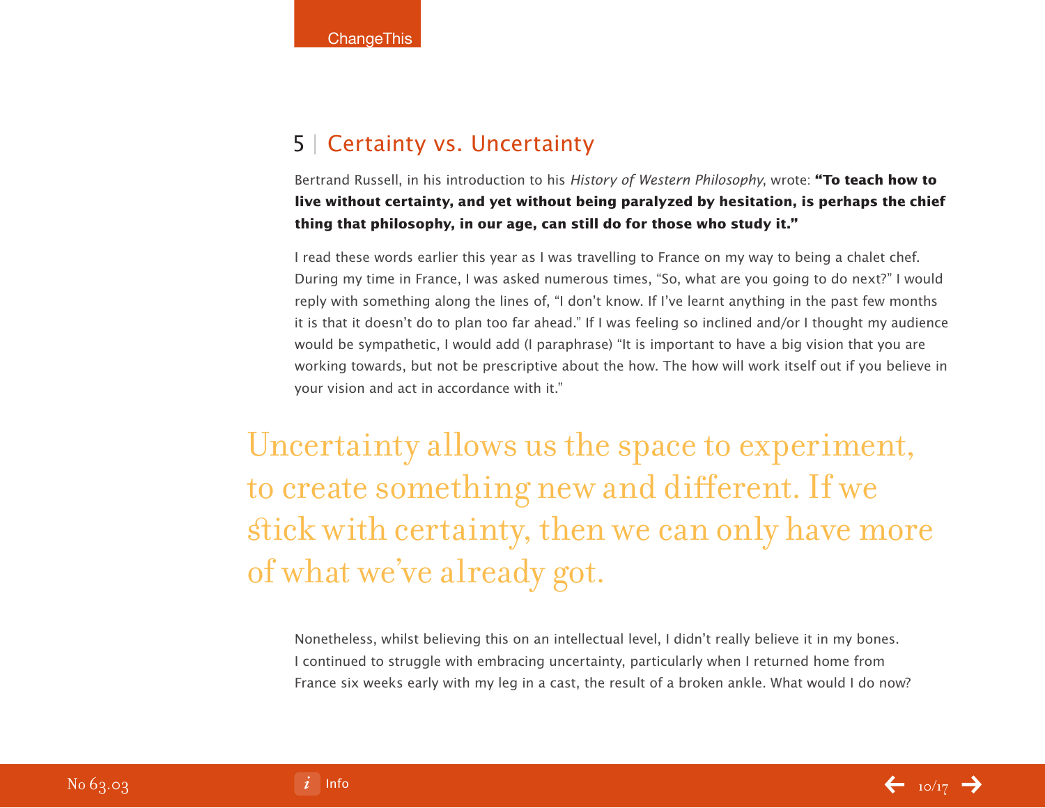## 5 | Certainty vs. Uncertainty

Bertrand Russell, in his introduction to his *History of Western Philosophy*, wrote: **"To teach how to live without certainty, and yet without being paralyzed by hesitation, is perhaps the chief thing that philosophy, in our age, can still do for those who study it."**

I read these words earlier this year as I was travelling to France on my way to being a chalet chef. During my time in France, I was asked numerous times, "So, what are you going to do next?" I would reply with something along the lines of, "I don't know. If I've learnt anything in the past few months it is that it doesn't do to plan too far ahead." If I was feeling so inclined and/or I thought my audience would be sympathetic, I would add (I paraphrase) "It is important to have a big vision that you are working towards, but not be prescriptive about the how. The how will work itself out if you believe in your vision and act in accordance with it."

> Uncertainty allows us the space to experiment, to create something new and different. If we stick with certainty, then we can only have more of what we've already got.

Nonetheless, whilst believing this on an intellectual level, I didn't really believe it in my bones. I continued to struggle with embracing uncertainty, particularly when I returned home from France six weeks early with my leg in a cast, the result of a broken ankle. What would I do now?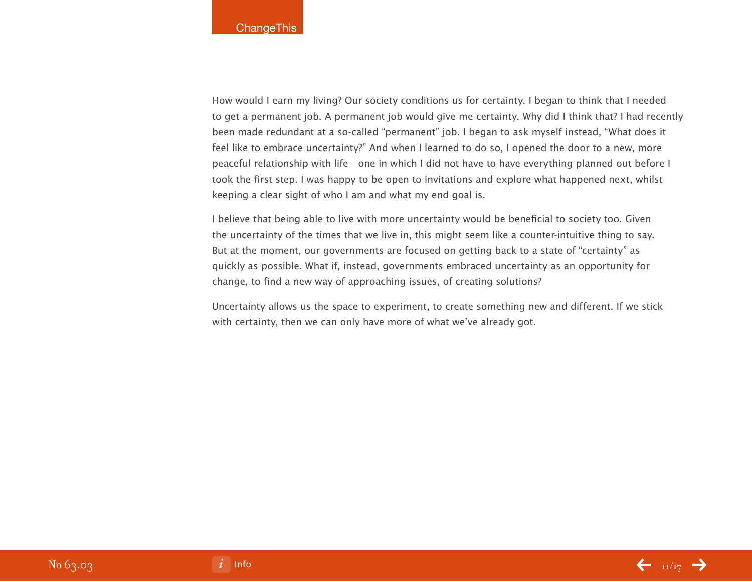How would I earn my living? Our society conditions us for certainty. I began to think that I needed to get a permanent job. A permanent job would give me certainty. Why did I think that? I had recently been made redundant at a so-called "permanent" job. I began to ask myself instead, "What does it feel like to embrace uncertainty?" And when I learned to do so, I opened the door to a new, more peaceful relationship with life—one in which I did not have to have everything planned out before I took the first step. I was happy to be open to invitations and explore what happened next, whilst keeping a clear sight of who I am and what my end goal is.

I believe that being able to live with more uncertainty would be beneficial to society too. Given the uncertainty of the times that we live in, this might seem like a counter-intuitive thing to say. But at the moment, our governments are focused on getting back to a state of "certainty" as quickly as possible. What if, instead, governments embraced uncertainty as an opportunity for change, to find a new way of approaching issues, of creating solutions?

Uncertainty allows us the space to experiment, to create something new and different. If we stick with certainty, then we can only have more of what we've already got.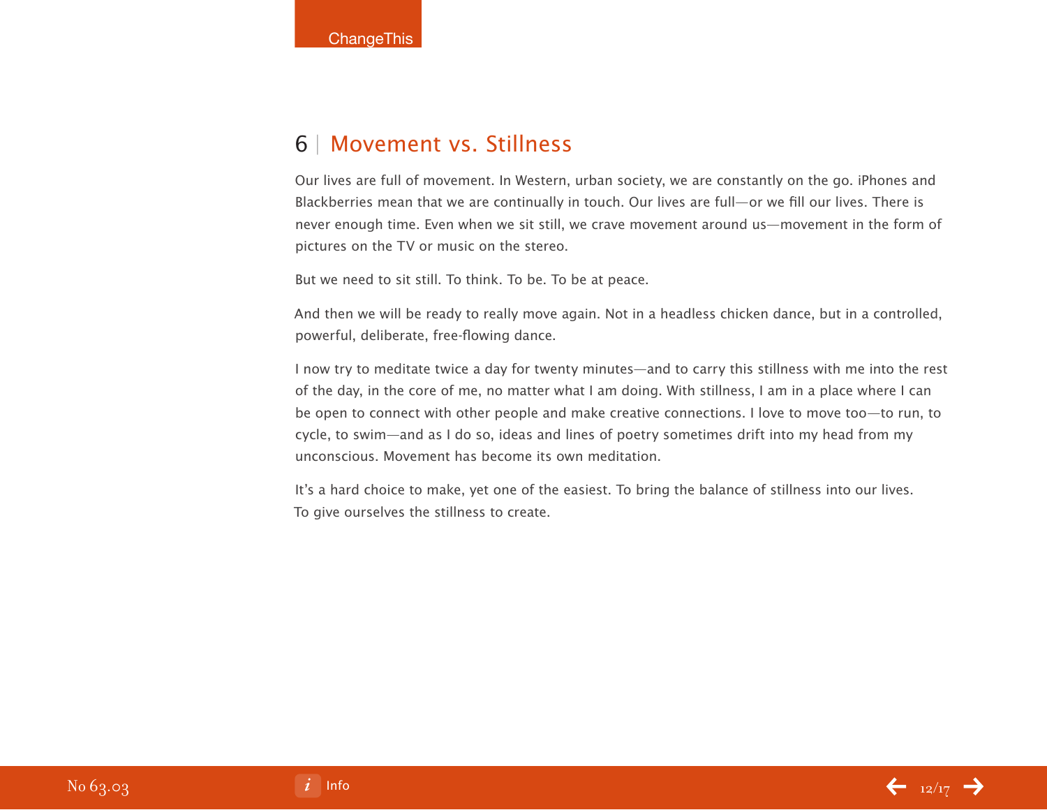## 6 | Movement vs. Stillness

Our lives are full of movement. In Western, urban society, we are constantly on the go. iPhones and Blackberries mean that we are continually in touch. Our lives are full—or we fill our lives. There is never enough time. Even when we sit still, we crave movement around us—movement in the form of pictures on the TV or music on the stereo.

But we need to sit still. To think. To be. To be at peace.

And then we will be ready to really move again. Not in a headless chicken dance, but in a controlled, powerful, deliberate, free-flowing dance.

I now try to meditate twice a day for twenty minutes—and to carry this stillness with me into the rest of the day, in the core of me, no matter what I am doing. With stillness, I am in a place where I can be open to connect with other people and make creative connections. I love to move too—to run, to cycle, to swim—and as I do so, ideas and lines of poetry sometimes drift into my head from my unconscious. Movement has become its own meditation.

It's a hard choice to make, yet one of the easiest. To bring the balance of stillness into our lives. To give ourselves the stillness to create.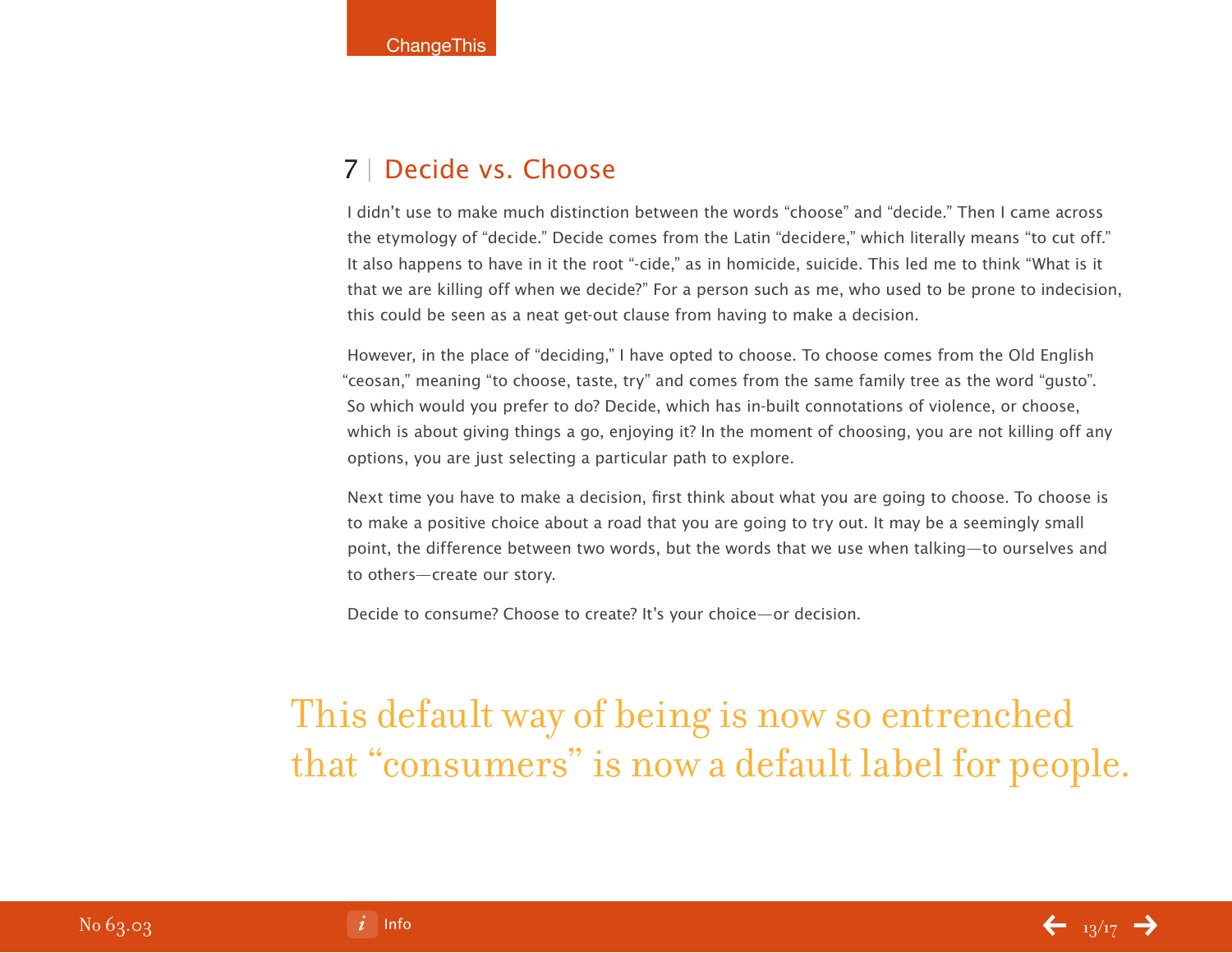## 7 | Decide vs. Choose

I didn't use to make much distinction between the words "choose" and "decide." Then I came across the etymology of "decide." Decide comes from the Latin "decidere," which literally means "to cut off." It also happens to have in it the root "-cide," as in homicide, suicide. This led me to think "What is it that we are killing off when we decide?" For a person such as me, who used to be prone to indecision, this could be seen as a neat get-out clause from having to make a decision.

However, in the place of "deciding," I have opted to choose. To choose comes from the Old English "ceosan," meaning "to choose, taste, try" and comes from the same family tree as the word "gusto". So which would you prefer to do? Decide, which has in-built connotations of violence, or choose, which is about giving things a go, enjoying it? In the moment of choosing, you are not killing off any options, you are just selecting a particular path to explore.

Next time you have to make a decision, first think about what you are going to choose. To choose is to make a positive choice about a road that you are going to try out. It may be a seemingly small point, the difference between two words, but the words that we use when talking—to ourselves and to others—create our story.

Decide to consume? Choose to create? It's your choice—or decision.

> This default way of being is now so entrenched that "consumers" is now a default label for people.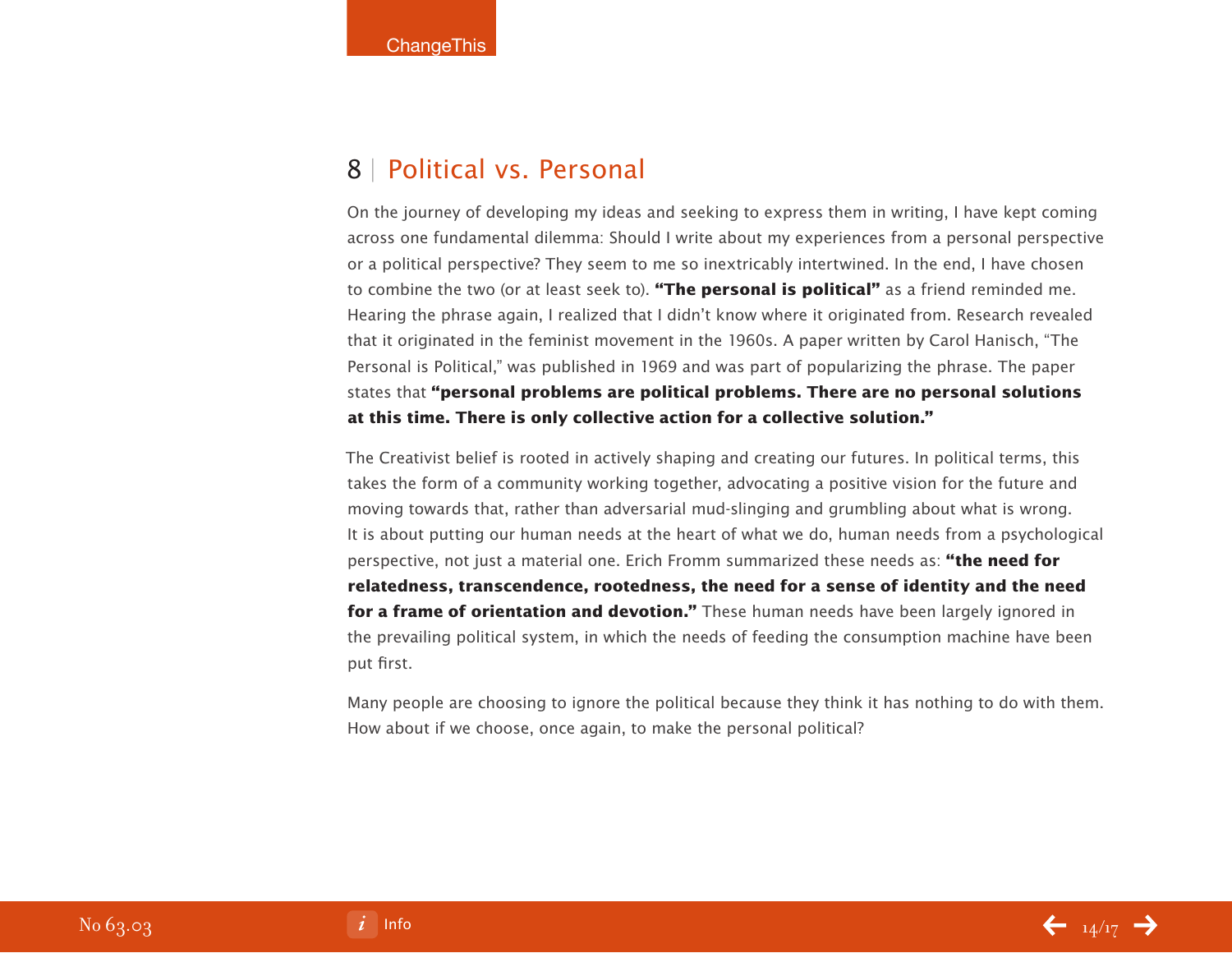## 8 | Political vs. Personal

On the journey of developing my ideas and seeking to express them in writing, I have kept coming across one fundamental dilemma: Should I write about my experiences from a personal perspective or a political perspective? They seem to me so inextricably intertwined. In the end, I have chosen to combine the two (or at least seek to). **"The personal is political"** as a friend reminded me. Hearing the phrase again, I realized that I didn't know where it originated from. Research revealed that it originated in the feminist movement in the 1960s. A paper written by Carol Hanisch, "The Personal is Political," was published in 1969 and was part of popularizing the phrase. The paper states that **"personal problems are political problems. There are no personal solutions at this time. There is only collective action for a collective solution."**

The Creativist belief is rooted in actively shaping and creating our futures. In political terms, this takes the form of a community working together, advocating a positive vision for the future and moving towards that, rather than adversarial mud-slinging and grumbling about what is wrong. It is about putting our human needs at the heart of what we do, human needs from a psychological perspective, not just a material one. Erich Fromm summarized these needs as: **"the need for relatedness, transcendence, rootedness, the need for a sense of identity and the need for a frame of orientation and devotion."** These human needs have been largely ignored in the prevailing political system, in which the needs of feeding the consumption machine have been put first.

Many people are choosing to ignore the political because they think it has nothing to do with them. How about if we choose, once again, to make the personal political?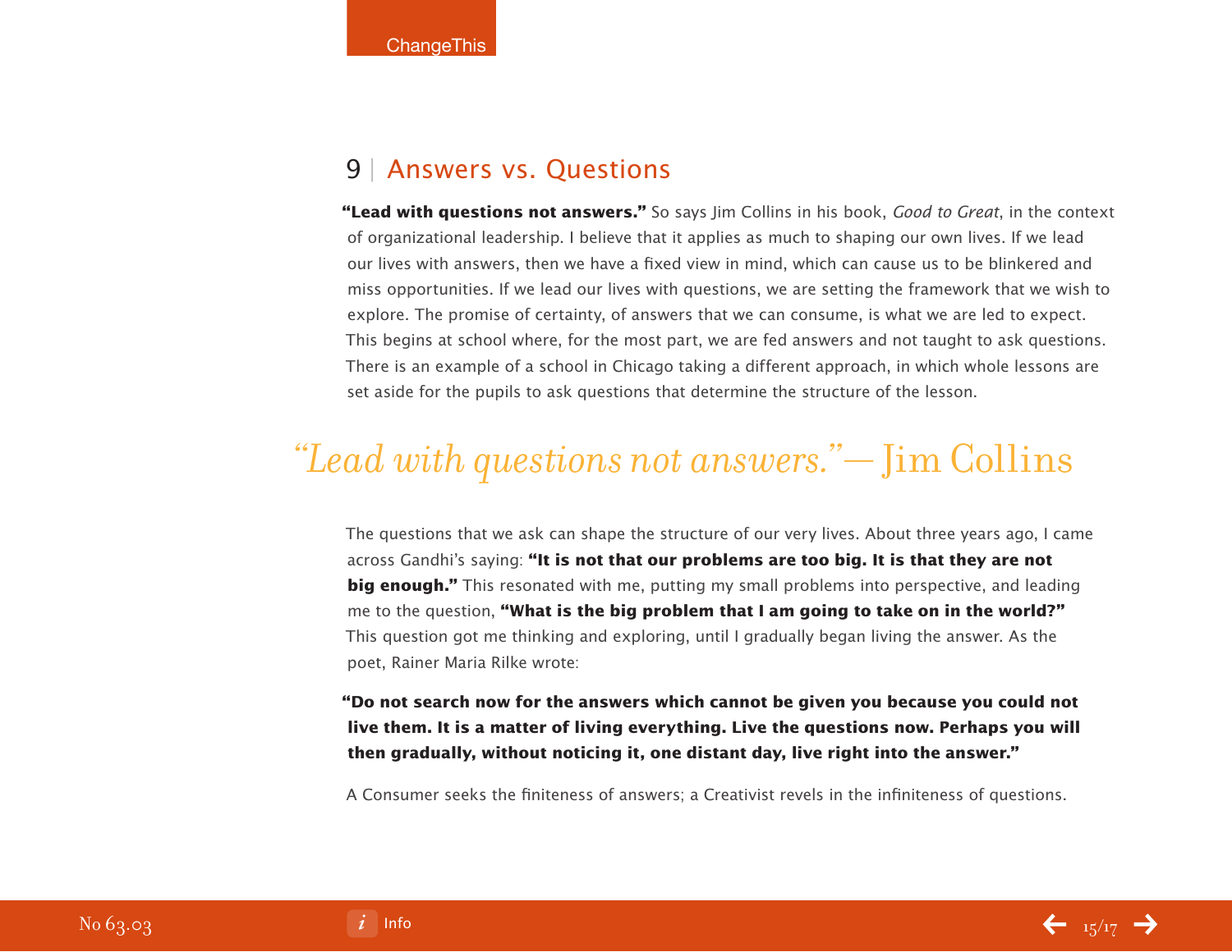## 9 | Answers vs. Questions

**"Lead with questions not answers."** So says Jim Collins in his book, *Good to Great*, in the context of organizational leadership. I believe that it applies as much to shaping our own lives. If we lead our lives with answers, then we have a fixed view in mind, which can cause us to be blinkered and miss opportunities. If we lead our lives with questions, we are setting the framework that we wish to explore. The promise of certainty, of answers that we can consume, is what we are led to expect. This begins at school where, for the most part, we are fed answers and not taught to ask questions. There is an example of a school in Chicago taking a different approach, in which whole lessons are set aside for the pupils to ask questions that determine the structure of the lesson.

> *"Lead with questions not answers."*— Jim Collins

The questions that we ask can shape the structure of our very lives. About three years ago, I came across Gandhi's saying: **"It is not that our problems are too big. It is that they are not big enough."** This resonated with me, putting my small problems into perspective, and leading me to the question, **"What is the big problem that I am going to take on in the world?"** This question got me thinking and exploring, until I gradually began living the answer. As the poet, Rainer Maria Rilke wrote:

**"Do not search now for the answers which cannot be given you because you could not live them. It is a matter of living everything. Live the questions now. Perhaps you will then gradually, without noticing it, one distant day, live right into the answer."**

A Consumer seeks the finiteness of answers; a Creativist revels in the infiniteness of questions.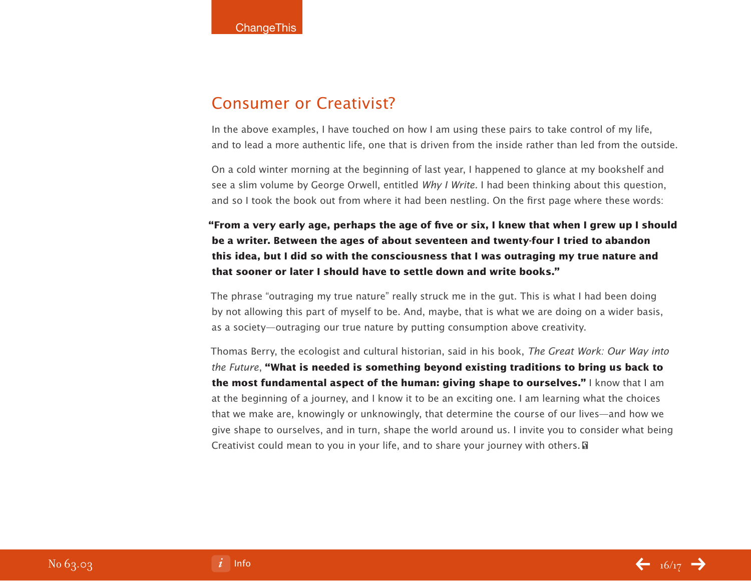## Consumer or Creativist?

In the above examples, I have touched on how I am using these pairs to take control of my life, and to lead a more authentic life, one that is driven from the inside rather than led from the outside.

On a cold winter morning at the beginning of last year, I happened to glance at my bookshelf and see a slim volume by George Orwell, entitled *Why I Write.* I had been thinking about this question, and so I took the book out from where it had been nestling. On the first page where these words:

**"From a very early age, perhaps the age of five or six, I knew that when I grew up I should be a writer. Between the ages of about seventeen and twenty-four I tried to abandon this idea, but I did so with the consciousness that I was outraging my true nature and that sooner or later I should have to settle down and write books."**

The phrase "outraging my true nature" really struck me in the gut. This is what I had been doing by not allowing this part of myself to be. And, maybe, that is what we are doing on a wider basis, as a society—outraging our true nature by putting consumption above creativity.

Thomas Berry, the ecologist and cultural historian, said in his book, *The Great Work: Our Way into the Future*, **"What is needed is something beyond existing traditions to bring us back to the most fundamental aspect of the human: giving shape to ourselves."** I know that I am at the beginning of a journey, and I know it to be an exciting one. I am learning what the choices that we make are, knowingly or unknowingly, that determine the course of our lives—and how we give shape to ourselves, and in turn, shape the world around us. I invite you to consider what being Creativist could mean to you in your life, and to share your journey with others.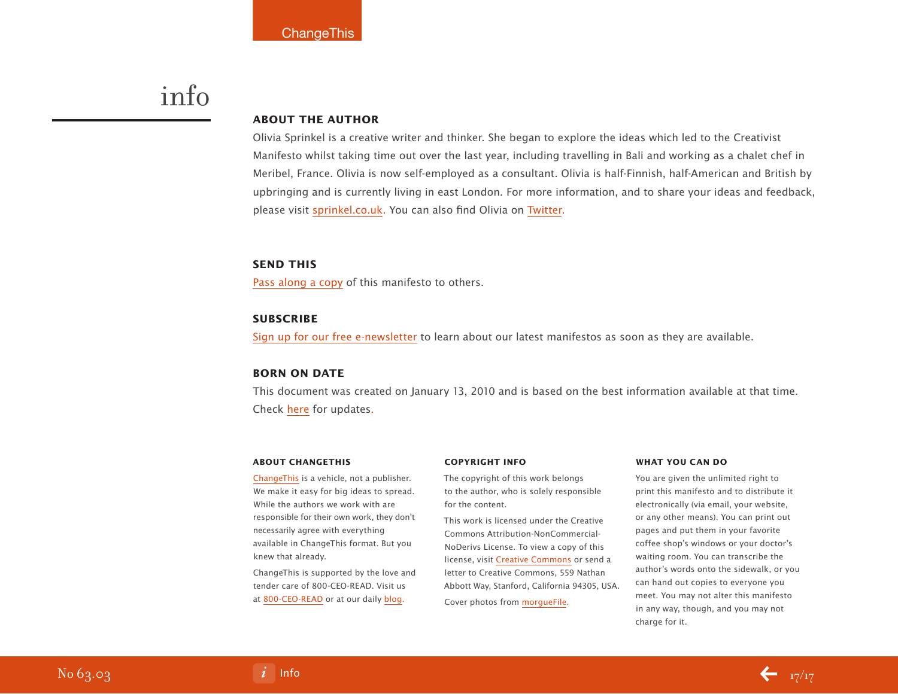# info

## ABOUT THE AUTHOR

Olivia Sprinkel is a creative writer and thinker. She began to explore the ideas which led to the Creativist Manifesto whilst taking time out over the last year, including travelling in Bali and working as a chalet chef in Meribel, France. Olivia is now self-employed as a consultant. Olivia is half-Finnish, half-American and British by upbringing and is currently living in east London. For more information, and to share your ideas and feedback, please visit sprinkel.co.uk. You can also find Olivia on Twitter.

## SEND THIS

Pass along a copy of this manifesto to others.

## SUBSCRIBE

Sign up for our free e-newsletter to learn about our latest manifestos as soon as they are available.

## BORN ON DATE

This document was created on January 13, 2010 and is based on the best information available at that time. Check here for updates.

### ABOUT CHANGETHIS

ChangeThis is a vehicle, not a publisher. We make it easy for big ideas to spread. While the authors we work with are responsible for their own work, they don't necessarily agree with everything available in ChangeThis format. But you knew that already.

ChangeThis is supported by the love and tender care of 800-CEO-READ. Visit us at 800-CEO-READ or at our daily blog.

### COPYRIGHT INFO

The copyright of this work belongs to the author, who is solely responsible for the content.

This work is licensed under the Creative Commons Attribution-NonCommercial-NoDerivs License. To view a copy of this license, visit Creative Commons or send a letter to Creative Commons, 559 Nathan Abbott Way, Stanford, California 94305, USA.

Cover photos from morgueFile.

### WHAT YOU CAN DO

You are given the unlimited right to print this manifesto and to distribute it electronically (via email, your website, or any other means). You can print out pages and put them in your favorite coffee shop's windows or your doctor's waiting room. You can transcribe the author's words onto the sidewalk, or you can hand out copies to everyone you meet. You may not alter this manifesto in any way, though, and you may not charge for it.